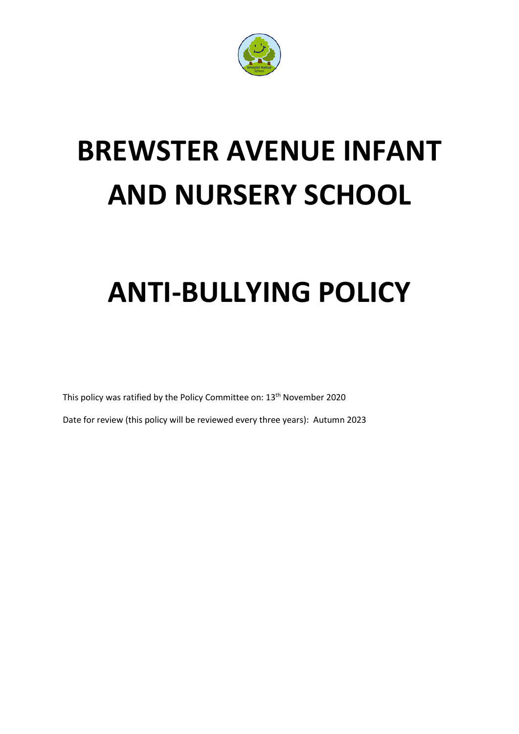# BREWSTER AVENUE INFANT AND NURSERY SCHOOL

# ANTI-BULLYING POLICY

This policy was ratified by the Policy Committee on: 13th November 2020

Date for review (this policy will be reviewed every three years): Autumn 2023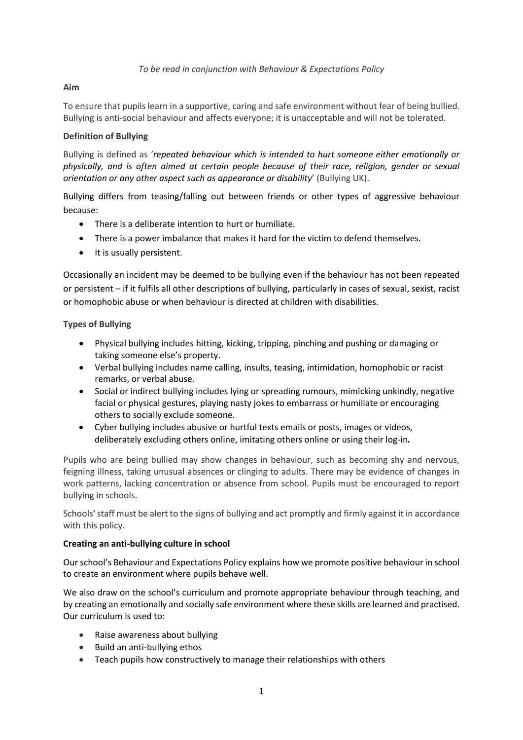*To be read in conjunction with Behaviour & Expectations Policy*

**Aim**

To ensure that pupils learn in a supportive, caring and safe environment without fear of being bullied. Bullying is anti-social behaviour and affects everyone; it is unacceptable and will not be tolerated.

**Definition of Bullying**

Bullying is defined as '***repeated behaviour which is intended to hurt someone either emotionally or physically, and is often aimed at certain people because of their race, religion, gender or sexual orientation or any other aspect such as appearance or disability***' (Bullying UK).

Bullying differs from teasing/falling out between friends or other types of aggressive behaviour because:

- There is a deliberate intention to hurt or humiliate.
- There is a power imbalance that makes it hard for the victim to defend themselves.
- It is usually persistent.

Occasionally an incident may be deemed to be bullying even if the behaviour has not been repeated or persistent – if it fulfils all other descriptions of bullying, particularly in cases of sexual, sexist, racist or homophobic abuse or when behaviour is directed at children with disabilities.

**Types of Bullying**

- Physical bullying includes hitting, kicking, tripping, pinching and pushing or damaging or taking someone else's property.
- Verbal bullying includes name calling, insults, teasing, intimidation, homophobic or racist remarks, or verbal abuse.
- Social or indirect bullying includes lying or spreading rumours, mimicking unkindly, negative facial or physical gestures, playing nasty jokes to embarrass or humiliate or encouraging others to socially exclude someone.
- Cyber bullying includes abusive or hurtful texts emails or posts, images or videos, deliberately excluding others online, imitating others online or using their log-in**.**

Pupils who are being bullied may show changes in behaviour, such as becoming shy and nervous, feigning illness, taking unusual absences or clinging to adults. There may be evidence of changes in work patterns, lacking concentration or absence from school. Pupils must be encouraged to report bullying in schools.

Schools' staff must be alert to the signs of bullying and act promptly and firmly against it in accordance with this policy.

**Creating an anti-bullying culture in school**

Our school's Behaviour and Expectations Policy explains how we promote positive behaviour in school to create an environment where pupils behave well.

We also draw on the school's curriculum and promote appropriate behaviour through teaching, and by creating an emotionally and socially safe environment where these skills are learned and practised. Our curriculum is used to:

- Raise awareness about bullying
- Build an anti-bullying ethos
- Teach pupils how constructively to manage their relationships with others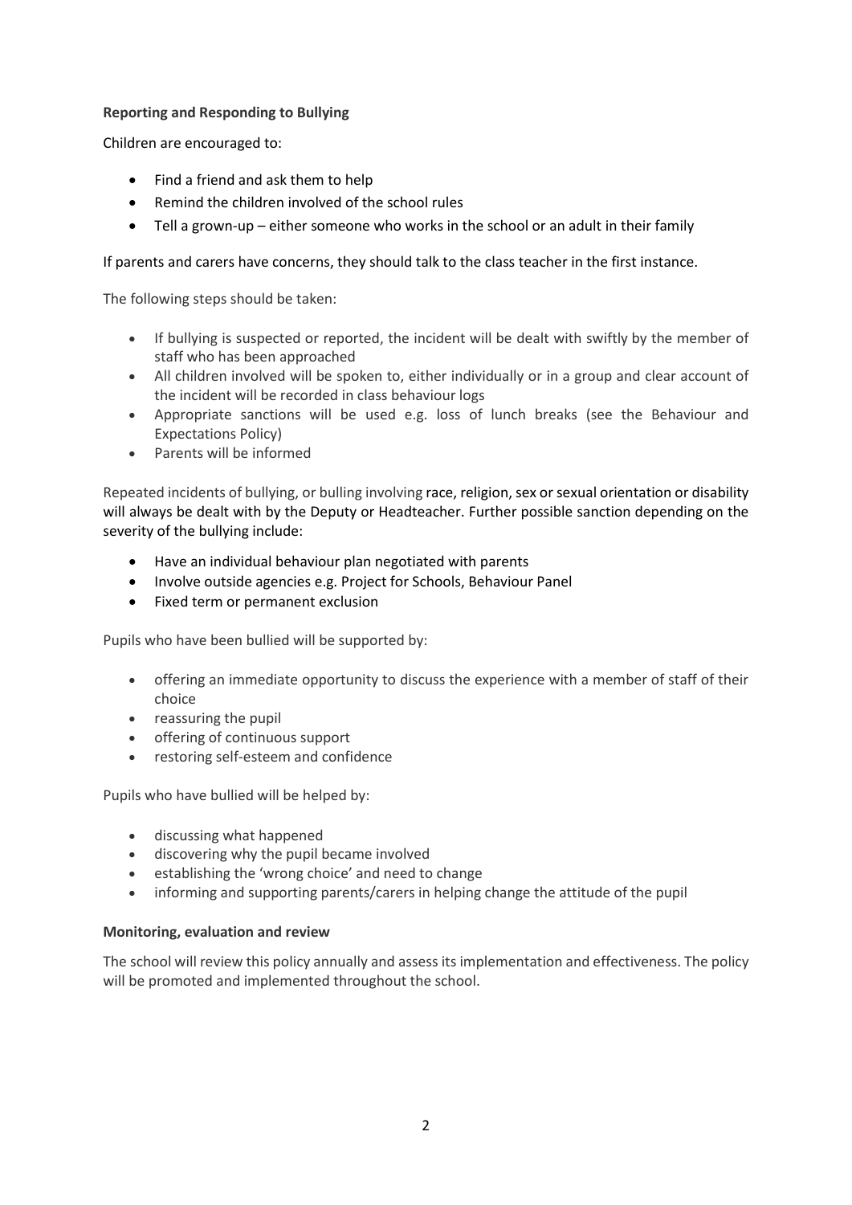**Reporting and Responding to Bullying**

Children are encouraged to:

- Find a friend and ask them to help
- Remind the children involved of the school rules
- Tell a grown-up – either someone who works in the school or an adult in their family

If parents and carers have concerns, they should talk to the class teacher in the first instance.

The following steps should be taken:

- If bullying is suspected or reported, the incident will be dealt with swiftly by the member of staff who has been approached
- All children involved will be spoken to, either individually or in a group and clear account of the incident will be recorded in class behaviour logs
- Appropriate sanctions will be used e.g. loss of lunch breaks (see the Behaviour and Expectations Policy)
- Parents will be informed

Repeated incidents of bullying, or bulling involving race, religion, sex or sexual orientation or disability will always be dealt with by the Deputy or Headteacher. Further possible sanction depending on the severity of the bullying include:

- Have an individual behaviour plan negotiated with parents
- Involve outside agencies e.g. Project for Schools, Behaviour Panel
- Fixed term or permanent exclusion

Pupils who have been bullied will be supported by:

- offering an immediate opportunity to discuss the experience with a member of staff of their choice
- reassuring the pupil
- offering of continuous support
- restoring self-esteem and confidence

Pupils who have bullied will be helped by:

- discussing what happened
- discovering why the pupil became involved
- establishing the 'wrong choice' and need to change
- informing and supporting parents/carers in helping change the attitude of the pupil

**Monitoring, evaluation and review**

The school will review this policy annually and assess its implementation and effectiveness. The policy will be promoted and implemented throughout the school.